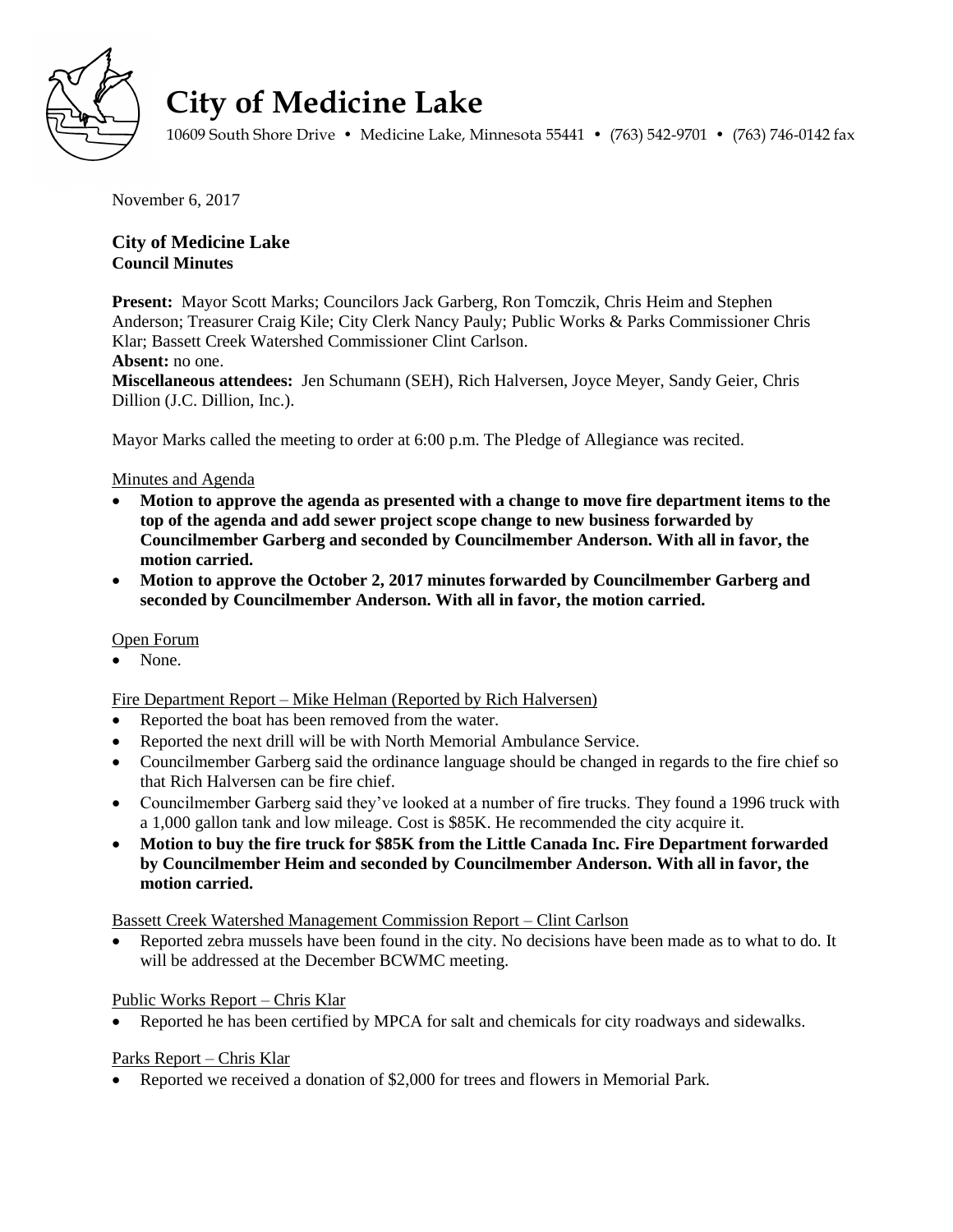# City of Medicine Lake

10609 South Shore Drive • Medicine Lake, Minnesota 55441 • (763) 542-9701 • (763) 746-0142 fax

November 6, 2017

## City of Medicine Lake
### Council Minutes

**Present:** Mayor Scott Marks; Councilors Jack Garberg, Ron Tomczik, Chris Heim and Stephen Anderson; Treasurer Craig Kile; City Clerk Nancy Pauly; Public Works & Parks Commissioner Chris Klar; Bassett Creek Watershed Commissioner Clint Carlson.
**Absent:** no one.
**Miscellaneous attendees:** Jen Schumann (SEH), Rich Halversen, Joyce Meyer, Sandy Geier, Chris Dillion (J.C. Dillion, Inc.).

Mayor Marks called the meeting to order at 6:00 p.m. The Pledge of Allegiance was recited.

Minutes and Agenda

- **Motion to approve the agenda as presented with a change to move fire department items to the top of the agenda and add sewer project scope change to new business forwarded by Councilmember Garberg and seconded by Councilmember Anderson. With all in favor, the motion carried.**
- **Motion to approve the October 2, 2017 minutes forwarded by Councilmember Garberg and seconded by Councilmember Anderson. With all in favor, the motion carried.**

Open Forum

- None.

Fire Department Report – Mike Helman (Reported by Rich Halversen)

- Reported the boat has been removed from the water.
- Reported the next drill will be with North Memorial Ambulance Service.
- Councilmember Garberg said the ordinance language should be changed in regards to the fire chief so that Rich Halversen can be fire chief.
- Councilmember Garberg said they've looked at a number of fire trucks. They found a 1996 truck with a 1,000 gallon tank and low mileage. Cost is $85K. He recommended the city acquire it.
- **Motion to buy the fire truck for $85K from the Little Canada Inc. Fire Department forwarded by Councilmember Heim and seconded by Councilmember Anderson. With all in favor, the motion carried.**

Bassett Creek Watershed Management Commission Report – Clint Carlson

- Reported zebra mussels have been found in the city. No decisions have been made as to what to do. It will be addressed at the December BCWMC meeting.

Public Works Report – Chris Klar

- Reported he has been certified by MPCA for salt and chemicals for city roadways and sidewalks.

Parks Report – Chris Klar

- Reported we received a donation of $2,000 for trees and flowers in Memorial Park.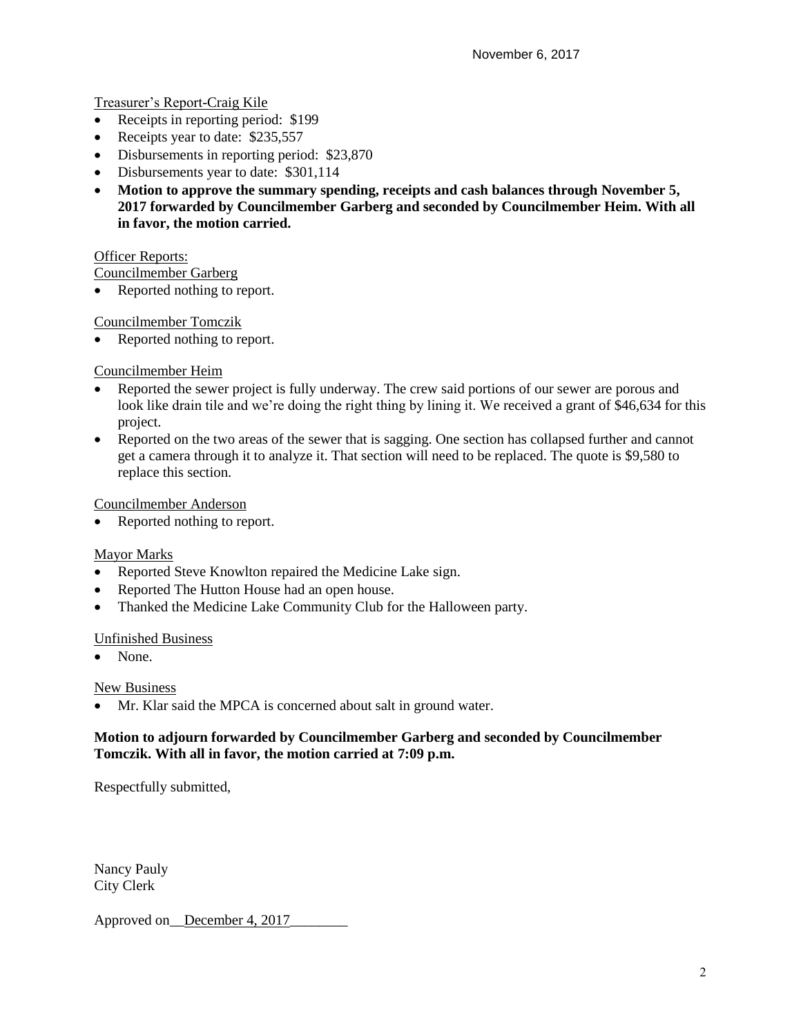Treasurer's Report-Craig Kile

- Receipts in reporting period: $199
- Receipts year to date: $235,557
- Disbursements in reporting period: $23,870
- Disbursements year to date: $301,114
- **Motion to approve the summary spending, receipts and cash balances through November 5, 2017 forwarded by Councilmember Garberg and seconded by Councilmember Heim. With all in favor, the motion carried.**

Officer Reports:

Councilmember Garberg

- Reported nothing to report.

Councilmember Tomczik

- Reported nothing to report.

Councilmember Heim

- Reported the sewer project is fully underway. The crew said portions of our sewer are porous and look like drain tile and we're doing the right thing by lining it. We received a grant of $46,634 for this project.
- Reported on the two areas of the sewer that is sagging. One section has collapsed further and cannot get a camera through it to analyze it. That section will need to be replaced. The quote is $9,580 to replace this section.

Councilmember Anderson

- Reported nothing to report.

Mayor Marks

- Reported Steve Knowlton repaired the Medicine Lake sign.
- Reported The Hutton House had an open house.
- Thanked the Medicine Lake Community Club for the Halloween party.

Unfinished Business

- None.

New Business

- Mr. Klar said the MPCA is concerned about salt in ground water.

**Motion to adjourn forwarded by Councilmember Garberg and seconded by Councilmember Tomczik. With all in favor, the motion carried at 7:09 p.m.**

Respectfully submitted,

Nancy Pauly
City Clerk

Approved on__December 4, 2017________